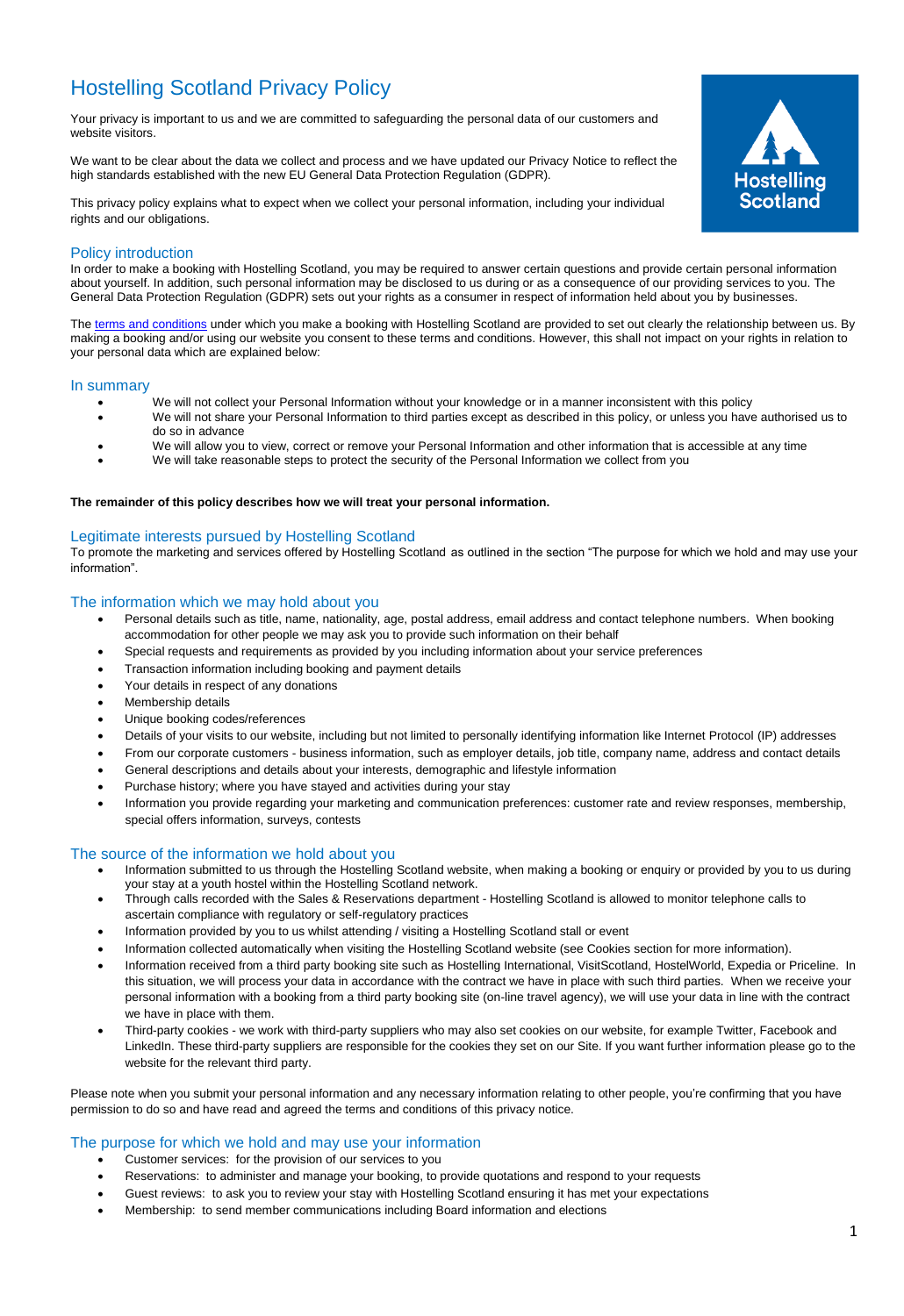# Hostelling Scotland Privacy Policy

Your privacy is important to us and we are committed to safeguarding the personal data of our customers and website visitors.

We want to be clear about the data we collect and process and we have updated our Privacy Notice to reflect the high standards established with the new EU General Data Protection Regulation (GDPR).

This privacy policy explains what to expect when we collect your personal information, including your individual rights and our obligations.

## Policy introduction

In order to make a booking with Hostelling Scotland, you may be required to answer certain questions and provide certain personal information about yourself. In addition, such personal information may be disclosed to us during or as a consequence of our providing services to you. The General Data Protection Regulation (GDPR) sets out your rights as a consumer in respect of information held about you by businesses.

The terms and conditions under which you make a booking with Hostelling Scotland are provided to set out clearly the relationship between us. By making a booking and/or using our website you consent to these terms and conditions. However, this shall not impact on your rights in relation to your personal data which are explained below:

## In summary

- We will not collect your Personal Information without your knowledge or in a manner inconsistent with this policy
- We will not share your Personal Information to third parties except as described in this policy, or unless you have authorised us to do so in advance
- We will allow you to view, correct or remove your Personal Information and other information that is accessible at any time
- We will take reasonable steps to protect the security of the Personal Information we collect from you

**The remainder of this policy describes how we will treat your personal information.**

## Legitimate interests pursued by Hostelling Scotland

To promote the marketing and services offered by Hostelling Scotland as outlined in the section "The purpose for which we hold and may use your information".

## The information which we may hold about you

- Personal details such as title, name, nationality, age, postal address, email address and contact telephone numbers. When booking accommodation for other people we may ask you to provide such information on their behalf
- Special requests and requirements as provided by you including information about your service preferences
- Transaction information including booking and payment details
- Your details in respect of any donations
- Membership details
- Unique booking codes/references
- Details of your visits to our website, including but not limited to personally identifying information like Internet Protocol (IP) addresses
- From our corporate customers - business information, such as employer details, job title, company name, address and contact details
- General descriptions and details about your interests, demographic and lifestyle information
- Purchase history; where you have stayed and activities during your stay
- Information you provide regarding your marketing and communication preferences: customer rate and review responses, membership, special offers information, surveys, contests

## The source of the information we hold about you

- Information submitted to us through the Hostelling Scotland website, when making a booking or enquiry or provided by you to us during your stay at a youth hostel within the Hostelling Scotland network.
- Through calls recorded with the Sales & Reservations department - Hostelling Scotland is allowed to monitor telephone calls to ascertain compliance with regulatory or self-regulatory practices
- Information provided by you to us whilst attending / visiting a Hostelling Scotland stall or event
- Information collected automatically when visiting the Hostelling Scotland website (see Cookies section for more information).
- Information received from a third party booking site such as Hostelling International, VisitScotland, HostelWorld, Expedia or Priceline. In this situation, we will process your data in accordance with the contract we have in place with such third parties. When we receive your personal information with a booking from a third party booking site (on-line travel agency), we will use your data in line with the contract we have in place with them.
- Third-party cookies - we work with third-party suppliers who may also set cookies on our website, for example Twitter, Facebook and LinkedIn. These third-party suppliers are responsible for the cookies they set on our Site. If you want further information please go to the website for the relevant third party.

Please note when you submit your personal information and any necessary information relating to other people, you're confirming that you have permission to do so and have read and agreed the terms and conditions of this privacy notice.

## The purpose for which we hold and may use your information

- Customer services: for the provision of our services to you
- Reservations: to administer and manage your booking, to provide quotations and respond to your requests
- Guest reviews: to ask you to review your stay with Hostelling Scotland ensuring it has met your expectations
- Membership: to send member communications including Board information and elections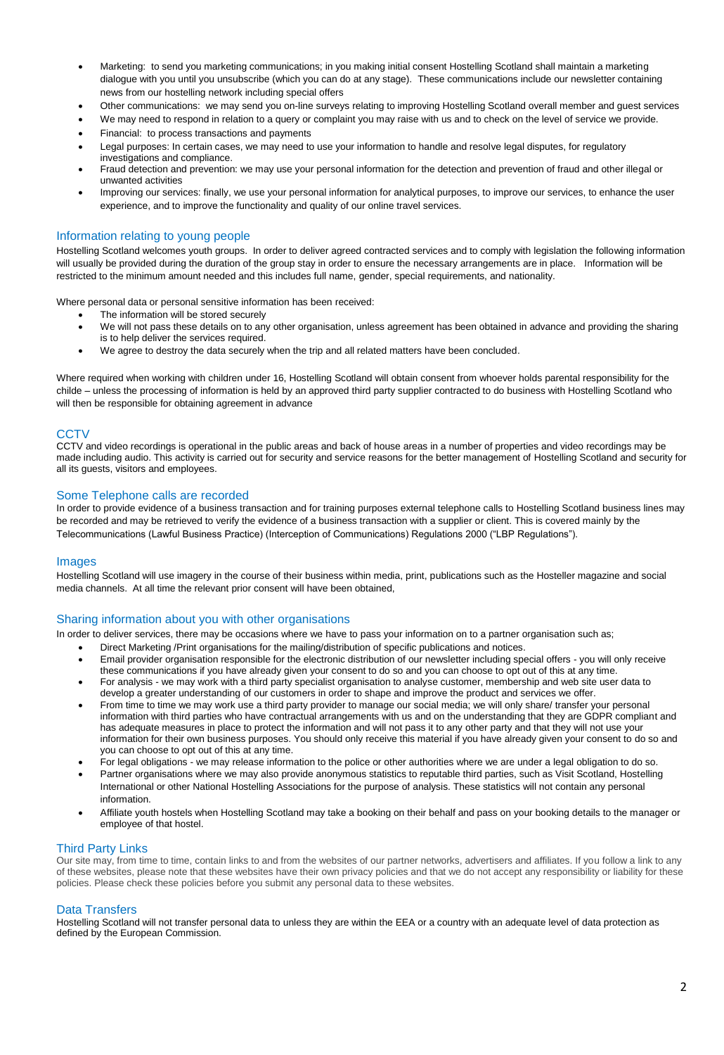- Marketing: to send you marketing communications; in you making initial consent Hostelling Scotland shall maintain a marketing dialogue with you until you unsubscribe (which you can do at any stage). These communications include our newsletter containing news from our hostelling network including special offers
- Other communications: we may send you on-line surveys relating to improving Hostelling Scotland overall member and guest services
- We may need to respond in relation to a query or complaint you may raise with us and to check on the level of service we provide.
- Financial: to process transactions and payments
- Legal purposes: In certain cases, we may need to use your information to handle and resolve legal disputes, for regulatory investigations and compliance.
- Fraud detection and prevention: we may use your personal information for the detection and prevention of fraud and other illegal or unwanted activities
- Improving our services: finally, we use your personal information for analytical purposes, to improve our services, to enhance the user experience, and to improve the functionality and quality of our online travel services.

## Information relating to young people

Hostelling Scotland welcomes youth groups. In order to deliver agreed contracted services and to comply with legislation the following information will usually be provided during the duration of the group stay in order to ensure the necessary arrangements are in place. Information will be restricted to the minimum amount needed and this includes full name, gender, special requirements, and nationality.

Where personal data or personal sensitive information has been received:

- The information will be stored securely
- We will not pass these details on to any other organisation, unless agreement has been obtained in advance and providing the sharing is to help deliver the services required.
- We agree to destroy the data securely when the trip and all related matters have been concluded.

Where required when working with children under 16, Hostelling Scotland will obtain consent from whoever holds parental responsibility for the childe – unless the processing of information is held by an approved third party supplier contracted to do business with Hostelling Scotland who will then be responsible for obtaining agreement in advance

## CCTV

CCTV and video recordings is operational in the public areas and back of house areas in a number of properties and video recordings may be made including audio. This activity is carried out for security and service reasons for the better management of Hostelling Scotland and security for all its guests, visitors and employees.

## Some Telephone calls are recorded

In order to provide evidence of a business transaction and for training purposes external telephone calls to Hostelling Scotland business lines may be recorded and may be retrieved to verify the evidence of a business transaction with a supplier or client. This is covered mainly by the Telecommunications (Lawful Business Practice) (Interception of Communications) Regulations 2000 ("LBP Regulations").

## Images

Hostelling Scotland will use imagery in the course of their business within media, print, publications such as the Hosteller magazine and social media channels. At all time the relevant prior consent will have been obtained,

## Sharing information about you with other organisations

In order to deliver services, there may be occasions where we have to pass your information on to a partner organisation such as;

- Direct Marketing /Print organisations for the mailing/distribution of specific publications and notices.
- Email provider organisation responsible for the electronic distribution of our newsletter including special offers - you will only receive these communications if you have already given your consent to do so and you can choose to opt out of this at any time.
- For analysis - we may work with a third party specialist organisation to analyse customer, membership and web site user data to develop a greater understanding of our customers in order to shape and improve the product and services we offer.
- From time to time we may work use a third party provider to manage our social media; we will only share/ transfer your personal information with third parties who have contractual arrangements with us and on the understanding that they are GDPR compliant and has adequate measures in place to protect the information and will not pass it to any other party and that they will not use your information for their own business purposes. You should only receive this material if you have already given your consent to do so and you can choose to opt out of this at any time.
- For legal obligations - we may release information to the police or other authorities where we are under a legal obligation to do so.
- Partner organisations where we may also provide anonymous statistics to reputable third parties, such as Visit Scotland, Hostelling International or other National Hostelling Associations for the purpose of analysis. These statistics will not contain any personal information.
- Affiliate youth hostels when Hostelling Scotland may take a booking on their behalf and pass on your booking details to the manager or employee of that hostel.

## Third Party Links

Our site may, from time to time, contain links to and from the websites of our partner networks, advertisers and affiliates. If you follow a link to any of these websites, please note that these websites have their own privacy policies and that we do not accept any responsibility or liability for these policies. Please check these policies before you submit any personal data to these websites.

## Data Transfers

Hostelling Scotland will not transfer personal data to unless they are within the EEA or a country with an adequate level of data protection as defined by the European Commission.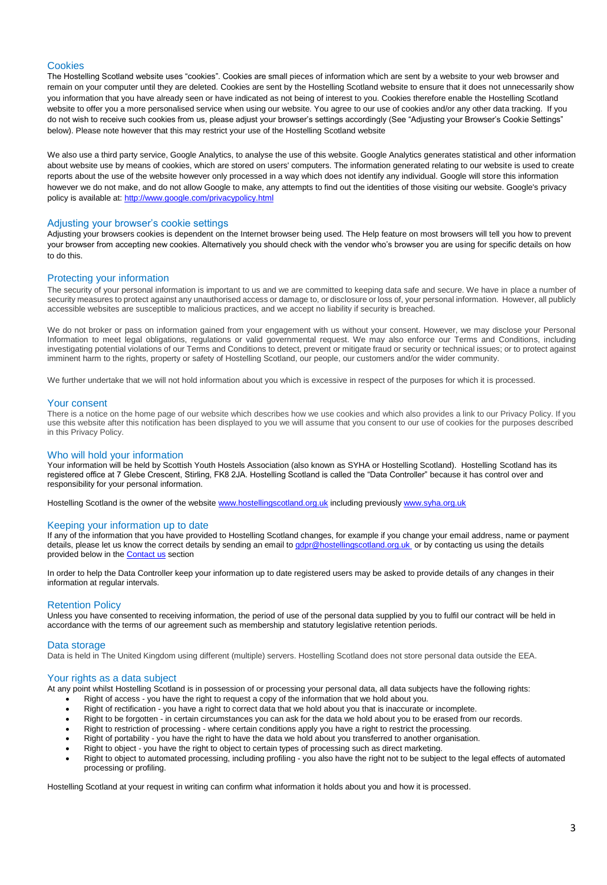## Cookies

The Hostelling Scotland website uses "cookies". Cookies are small pieces of information which are sent by a website to your web browser and remain on your computer until they are deleted. Cookies are sent by the Hostelling Scotland website to ensure that it does not unnecessarily show you information that you have already seen or have indicated as not being of interest to you. Cookies therefore enable the Hostelling Scotland website to offer you a more personalised service when using our website. You agree to our use of cookies and/or any other data tracking. If you do not wish to receive such cookies from us, please adjust your browser's settings accordingly (See "Adjusting your Browser's Cookie Settings" below). Please note however that this may restrict your use of the Hostelling Scotland website

We also use a third party service, Google Analytics, to analyse the use of this website. Google Analytics generates statistical and other information about website use by means of cookies, which are stored on users' computers. The information generated relating to our website is used to create reports about the use of the website however only processed in a way which does not identify any individual. Google will store this information however we do not make, and do not allow Google to make, any attempts to find out the identities of those visiting our website. Google's privacy policy is available at: [http://www.google.com/privacypolicy.html](http://www.google.com/privacypolicy.html)

## Adjusting your browser's cookie settings

Adjusting your browsers cookies is dependent on the Internet browser being used. The Help feature on most browsers will tell you how to prevent your browser from accepting new cookies. Alternatively you should check with the vendor who's browser you are using for specific details on how to do this.

## Protecting your information

The security of your personal information is important to us and we are committed to keeping data safe and secure. We have in place a number of security measures to protect against any unauthorised access or damage to, or disclosure or loss of, your personal information. However, all publicly accessible websites are susceptible to malicious practices, and we accept no liability if security is breached.

We do not broker or pass on information gained from your engagement with us without your consent. However, we may disclose your Personal Information to meet legal obligations, regulations or valid governmental request. We may also enforce our Terms and Conditions, including investigating potential violations of our Terms and Conditions to detect, prevent or mitigate fraud or security or technical issues; or to protect against imminent harm to the rights, property or safety of Hostelling Scotland, our people, our customers and/or the wider community.

We further undertake that we will not hold information about you which is excessive in respect of the purposes for which it is processed.

## Your consent

There is a notice on the home page of our website which describes how we use cookies and which also provides a link to our Privacy Policy. If you use this website after this notification has been displayed to you we will assume that you consent to our use of cookies for the purposes described in this Privacy Policy.

## Who will hold your information

Your information will be held by Scottish Youth Hostels Association (also known as SYHA or Hostelling Scotland). Hostelling Scotland has its registered office at 7 Glebe Crescent, Stirling, FK8 2JA. Hostelling Scotland is called the "Data Controller" because it has control over and responsibility for your personal information.

Hostelling Scotland is the owner of the website [www.hostellingscotland.org.uk](http://www.hostellingscotland.org.uk) including previously [www.syha.org.uk](http://www.syha.org.uk)

## Keeping your information up to date

If any of the information that you have provided to Hostelling Scotland changes, for example if you change your email address, name or payment details, please let us know the correct details by sending an email to [gdpr@hostellingscotland.org.uk](mailto:gdpr@hostellingscotland.org.uk) or by contacting us using the details provided below in the [Contact us]() section

In order to help the Data Controller keep your information up to date registered users may be asked to provide details of any changes in their information at regular intervals.

## Retention Policy

Unless you have consented to receiving information, the period of use of the personal data supplied by you to fulfil our contract will be held in accordance with the terms of our agreement such as membership and statutory legislative retention periods.

## Data storage

Data is held in The United Kingdom using different (multiple) servers. Hostelling Scotland does not store personal data outside the EEA.

## Your rights as a data subject

At any point whilst Hostelling Scotland is in possession of or processing your personal data, all data subjects have the following rights:

- Right of access - you have the right to request a copy of the information that we hold about you.
- Right of rectification - you have a right to correct data that we hold about you that is inaccurate or incomplete.
- Right to be forgotten - in certain circumstances you can ask for the data we hold about you to be erased from our records.
- Right to restriction of processing - where certain conditions apply you have a right to restrict the processing.
- Right of portability - you have the right to have the data we hold about you transferred to another organisation.
- Right to object - you have the right to object to certain types of processing such as direct marketing.
- Right to object to automated processing, including profiling - you also have the right not to be subject to the legal effects of automated processing or profiling.

Hostelling Scotland at your request in writing can confirm what information it holds about you and how it is processed.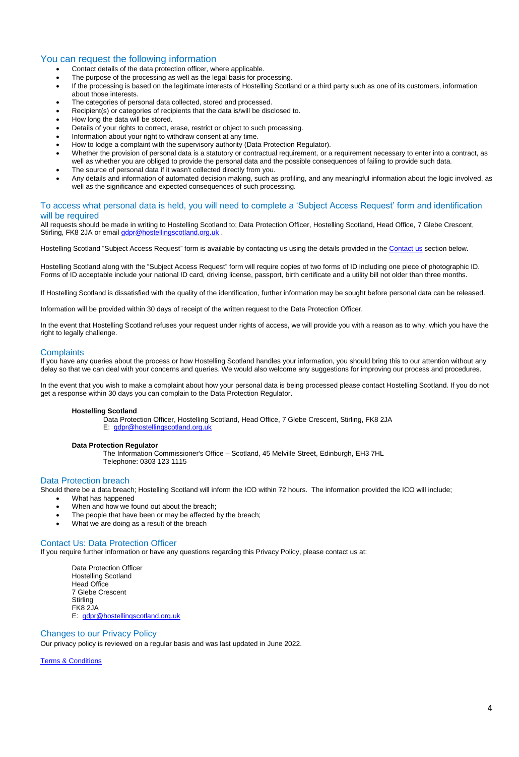## You can request the following information

- Contact details of the data protection officer, where applicable.
- The purpose of the processing as well as the legal basis for processing.
- If the processing is based on the legitimate interests of Hostelling Scotland or a third party such as one of its customers, information about those interests.
- The categories of personal data collected, stored and processed.
- Recipient(s) or categories of recipients that the data is/will be disclosed to.
- How long the data will be stored.
- Details of your rights to correct, erase, restrict or object to such processing.
- Information about your right to withdraw consent at any time.
- How to lodge a complaint with the supervisory authority (Data Protection Regulator).
- Whether the provision of personal data is a statutory or contractual requirement, or a requirement necessary to enter into a contract, as well as whether you are obliged to provide the personal data and the possible consequences of failing to provide such data.
- The source of personal data if it wasn't collected directly from you.
- Any details and information of automated decision making, such as profiling, and any meaningful information about the logic involved, as well as the significance and expected consequences of such processing.

## To access what personal data is held, you will need to complete a 'Subject Access Request' form and identification will be required

All requests should be made in writing to Hostelling Scotland to; Data Protection Officer, Hostelling Scotland, Head Office, 7 Glebe Crescent, Stirling, FK8 2JA or email gdpr@hostellingscotland.org.uk .

Hostelling Scotland "Subject Access Request" form is available by contacting us using the details provided in the Contact us section below.

Hostelling Scotland along with the "Subject Access Request" form will require copies of two forms of ID including one piece of photographic ID. Forms of ID acceptable include your national ID card, driving license, passport, birth certificate and a utility bill not older than three months.

If Hostelling Scotland is dissatisfied with the quality of the identification, further information may be sought before personal data can be released.

Information will be provided within 30 days of receipt of the written request to the Data Protection Officer.

In the event that Hostelling Scotland refuses your request under rights of access, we will provide you with a reason as to why, which you have the right to legally challenge.

## Complaints

If you have any queries about the process or how Hostelling Scotland handles your information, you should bring this to our attention without any delay so that we can deal with your concerns and queries. We would also welcome any suggestions for improving our process and procedures.

In the event that you wish to make a complaint about how your personal data is being processed please contact Hostelling Scotland. If you do not get a response within 30 days you can complain to the Data Protection Regulator.

**Hostelling Scotland**

Data Protection Officer, Hostelling Scotland, Head Office, 7 Glebe Crescent, Stirling, FK8 2JA
E: gdpr@hostellingscotland.org.uk

**Data Protection Regulator**

The Information Commissioner's Office – Scotland, 45 Melville Street, Edinburgh, EH3 7HL
Telephone: 0303 123 1115

## Data Protection breach

Should there be a data breach; Hostelling Scotland will inform the ICO within 72 hours. The information provided the ICO will include;

- What has happened
- When and how we found out about the breach;
- The people that have been or may be affected by the breach;
- What we are doing as a result of the breach

## Contact Us: Data Protection Officer

If you require further information or have any questions regarding this Privacy Policy, please contact us at:

Data Protection Officer
Hostelling Scotland
Head Office
7 Glebe Crescent
Stirling
FK8 2JA
E: gdpr@hostellingscotland.org.uk

## Changes to our Privacy Policy

Our privacy policy is reviewed on a regular basis and was last updated in June 2022.

Terms & Conditions